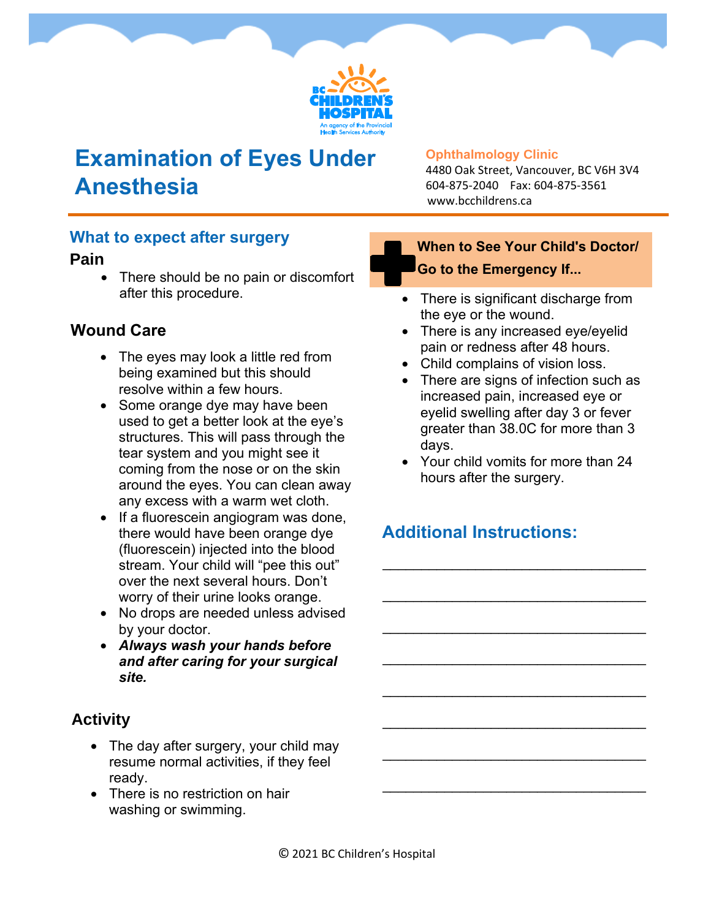# Examination of Eyes Under Anesthesia

**Ophthalmology Clinic**
4480 Oak Street, Vancouver, BC V6H 3V4
604-875-2040 Fax: 604-875-3561
www.bcchildrens.ca

## What to expect after surgery

### Pain

- There should be no pain or discomfort after this procedure.

### Wound Care

- The eyes may look a little red from being examined but this should resolve within a few hours.
- Some orange dye may have been used to get a better look at the eye's structures. This will pass through the tear system and you might see it coming from the nose or on the skin around the eyes. You can clean away any excess with a warm wet cloth.
- If a fluorescein angiogram was done, there would have been orange dye (fluorescein) injected into the blood stream. Your child will "pee this out" over the next several hours. Don't worry of their urine looks orange.
- No drops are needed unless advised by your doctor.
- ***Always wash your hands before and after caring for your surgical site.***

### Activity

- The day after surgery, your child may resume normal activities, if they feel ready.
- There is no restriction on hair washing or swimming.

### When to See Your Child's Doctor/ Go to the Emergency If...

- There is significant discharge from the eye or the wound.
- There is any increased eye/eyelid pain or redness after 48 hours.
- Child complains of vision loss.
- There are signs of infection such as increased pain, increased eye or eyelid swelling after day 3 or fever greater than 38.0C for more than 3 days.
- Your child vomits for more than 24 hours after the surgery.

## Additional Instructions:

\_\_\_\_\_\_\_\_\_\_\_\_\_\_\_\_\_\_\_\_\_\_\_\_\_\_\_\_\_\_\_\_\_\_

\_\_\_\_\_\_\_\_\_\_\_\_\_\_\_\_\_\_\_\_\_\_\_\_\_\_\_\_\_\_\_\_\_\_

\_\_\_\_\_\_\_\_\_\_\_\_\_\_\_\_\_\_\_\_\_\_\_\_\_\_\_\_\_\_\_\_\_\_

\_\_\_\_\_\_\_\_\_\_\_\_\_\_\_\_\_\_\_\_\_\_\_\_\_\_\_\_\_\_\_\_\_\_

\_\_\_\_\_\_\_\_\_\_\_\_\_\_\_\_\_\_\_\_\_\_\_\_\_\_\_\_\_\_\_\_\_\_

\_\_\_\_\_\_\_\_\_\_\_\_\_\_\_\_\_\_\_\_\_\_\_\_\_\_\_\_\_\_\_\_\_\_

\_\_\_\_\_\_\_\_\_\_\_\_\_\_\_\_\_\_\_\_\_\_\_\_\_\_\_\_\_\_\_\_\_\_

\_\_\_\_\_\_\_\_\_\_\_\_\_\_\_\_\_\_\_\_\_\_\_\_\_\_\_\_\_\_\_\_\_\_

© 2021 BC Children's Hospital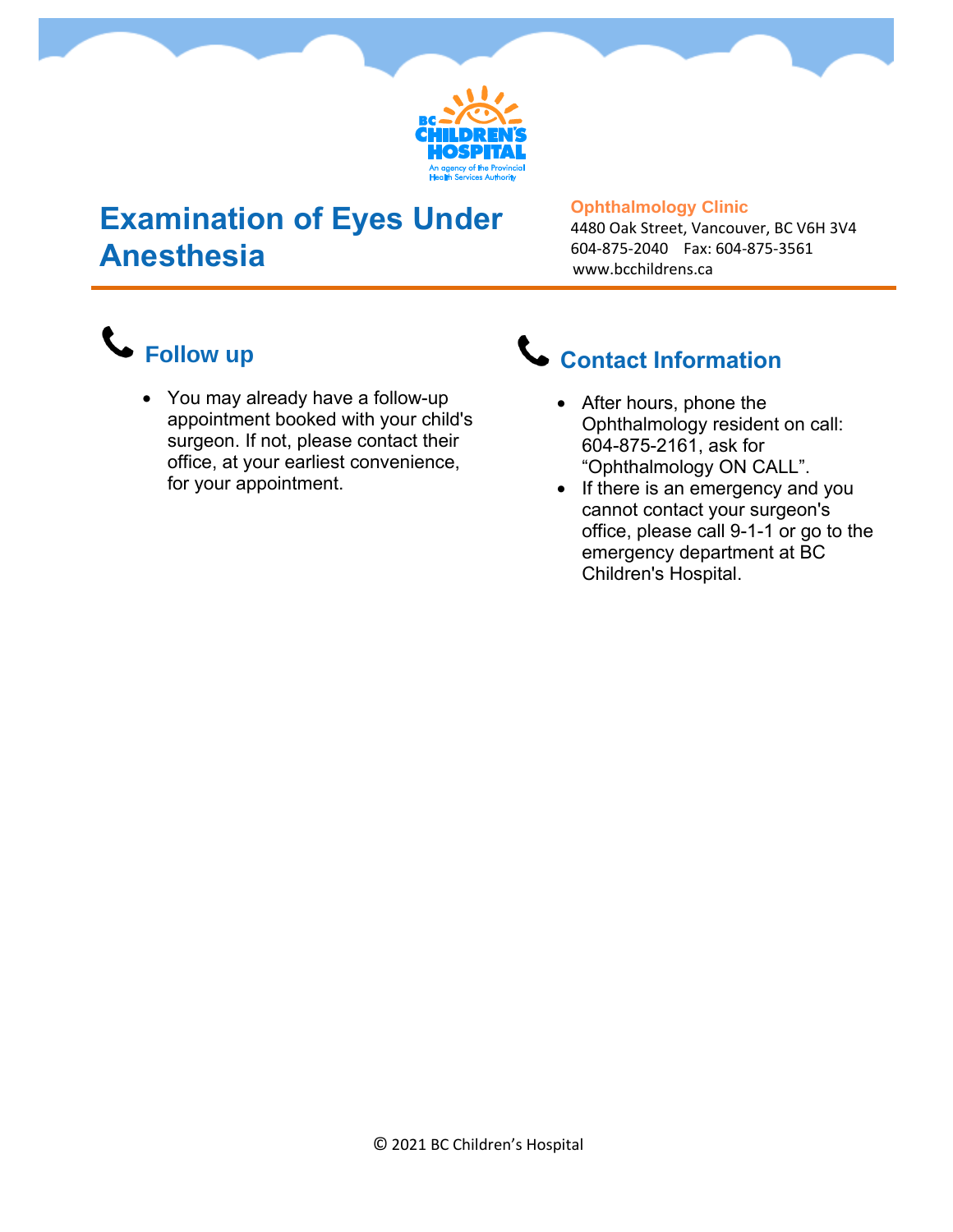# Examination of Eyes Under Anesthesia

**Ophthalmology Clinic**
4480 Oak Street, Vancouver, BC V6H 3V4
604-875-2040 Fax: 604-875-3561
www.bcchildrens.ca

## Follow up

- You may already have a follow-up appointment booked with your child's surgeon. If not, please contact their office, at your earliest convenience, for your appointment.

## Contact Information

- After hours, phone the Ophthalmology resident on call: 604-875-2161, ask for "Ophthalmology ON CALL".
- If there is an emergency and you cannot contact your surgeon's office, please call 9-1-1 or go to the emergency department at BC Children's Hospital.

© 2021 BC Children's Hospital